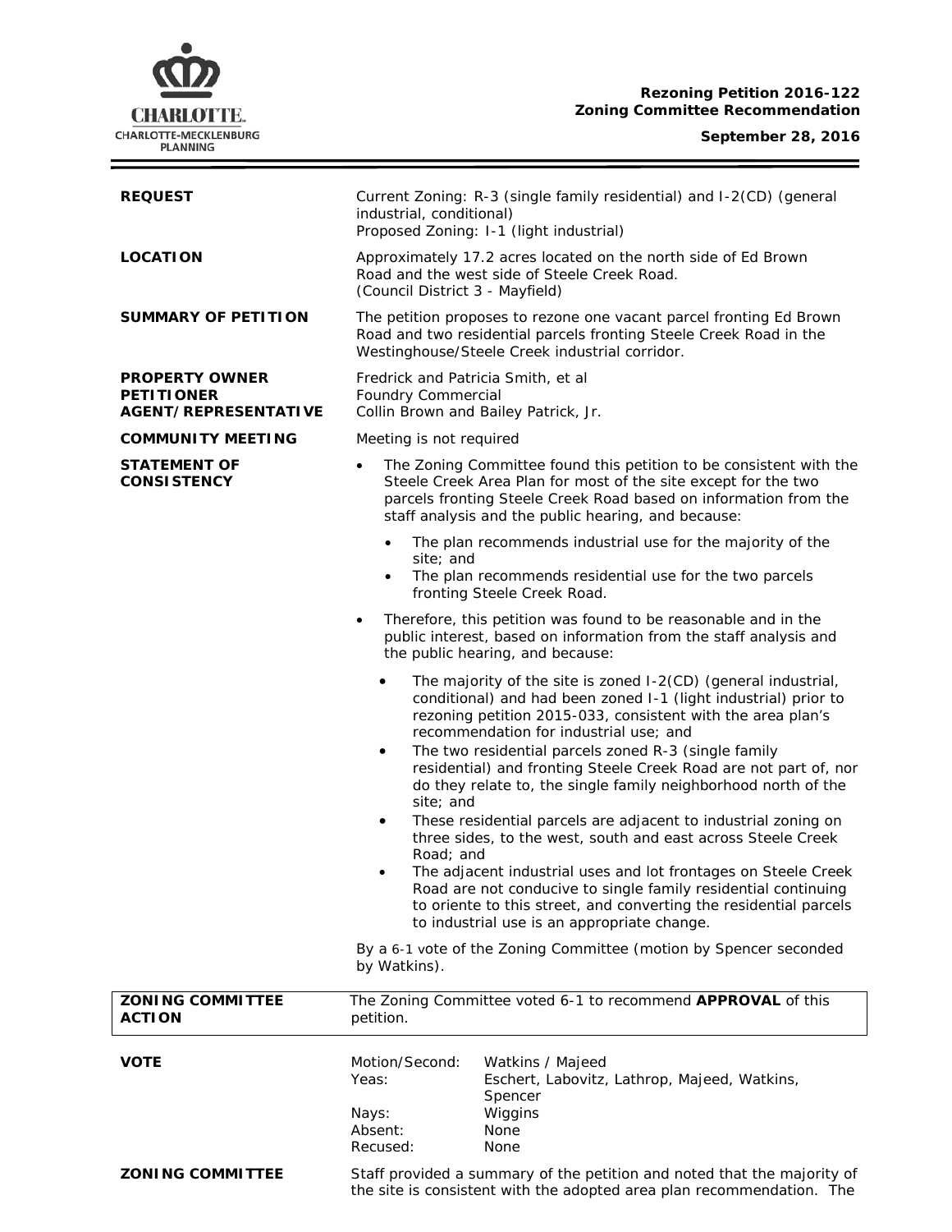**Rezoning Petition 2016-122**
**Zoning Committee Recommendation**

**September 28, 2016**

| | |
|---|---|
| **REQUEST** | Current Zoning: R-3 (single family residential) and I-2(CD) (general industrial, conditional)<br>Proposed Zoning: I-1 (light industrial) |
| **LOCATION** | Approximately 17.2 acres located on the north side of Ed Brown Road and the west side of Steele Creek Road.<br>(Council District 3 - Mayfield) |
| **SUMMARY OF PETITION** | The petition proposes to rezone one vacant parcel fronting Ed Brown Road and two residential parcels fronting Steele Creek Road in the Westinghouse/Steele Creek industrial corridor. |
| **PROPERTY OWNER**<br>**PETITIONER**<br>**AGENT/REPRESENTATIVE** | Fredrick and Patricia Smith, et al<br>Foundry Commercial<br>Collin Brown and Bailey Patrick, Jr. |
| **COMMUNITY MEETING** | Meeting is not required |

**STATEMENT OF CONSISTENCY**

- The Zoning Committee found this petition to be consistent with the Steele Creek Area Plan for most of the site except for the two parcels fronting Steele Creek Road based on information from the staff analysis and the public hearing, and because:
  - The plan recommends industrial use for the majority of the site; and
  - The plan recommends residential use for the two parcels fronting Steele Creek Road.
- Therefore, this petition was found to be reasonable and in the public interest, based on information from the staff analysis and the public hearing, and because:
  - The majority of the site is zoned I-2(CD) (general industrial, conditional) and had been zoned I-1 (light industrial) prior to rezoning petition 2015-033, consistent with the area plan's recommendation for industrial use; and
  - The two residential parcels zoned R-3 (single family residential) and fronting Steele Creek Road are not part of, nor do they relate to, the single family neighborhood north of the site; and
  - These residential parcels are adjacent to industrial zoning on three sides, to the west, south and east across Steele Creek Road; and
  - The adjacent industrial uses and lot frontages on Steele Creek Road are not conducive to single family residential continuing to oriente to this street, and converting the residential parcels to industrial use is an appropriate change.

By a 6-1 vote of the Zoning Committee (motion by Spencer seconded by Watkins).

| | |
|---|---|
| **ZONING COMMITTEE ACTION** | The Zoning Committee voted 6-1 to recommend **APPROVAL** of this petition. |

**VOTE**

| | |
|---|---|
| Motion/Second: | Watkins / Majeed |
| Yeas: | Eschert, Labovitz, Lathrop, Majeed, Watkins, Spencer |
| Nays: | Wiggins |
| Absent: | None |
| Recused: | None |

**ZONING COMMITTEE**

Staff provided a summary of the petition and noted that the majority of the site is consistent with the adopted area plan recommendation. The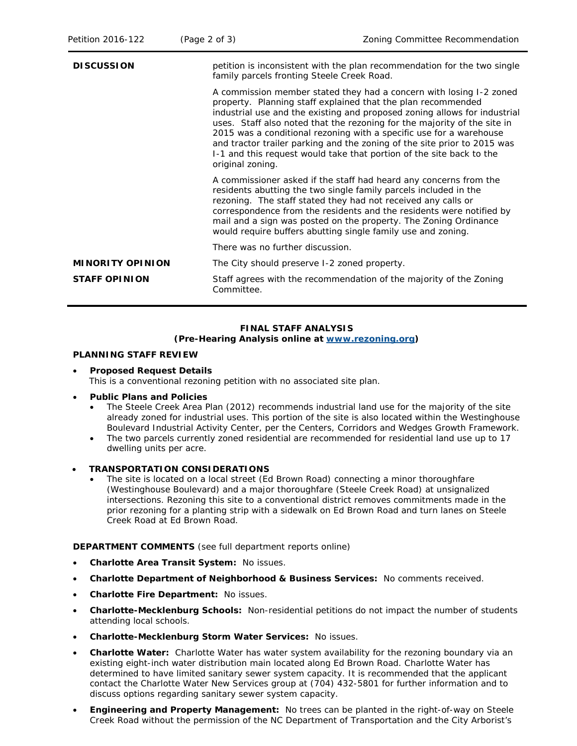| | |
|---|---|
| **DISCUSSION** | petition is inconsistent with the plan recommendation for the two single family parcels fronting Steele Creek Road.<br><br>A commission member stated they had a concern with losing I-2 zoned property. Planning staff explained that the plan recommended industrial use and the existing and proposed zoning allows for industrial uses. Staff also noted that the rezoning for the majority of the site in 2015 was a conditional rezoning with a specific use for a warehouse and tractor trailer parking and the zoning of the site prior to 2015 was I-1 and this request would take that portion of the site back to the original zoning.<br><br>A commissioner asked if the staff had heard any concerns from the residents abutting the two single family parcels included in the rezoning. The staff stated they had not received any calls or correspondence from the residents and the residents were notified by mail and a sign was posted on the property. The Zoning Ordinance would require buffers abutting single family use and zoning.<br><br>There was no further discussion. |
| **MINORITY OPINION** | The City should preserve I-2 zoned property. |
| **STAFF OPINION** | Staff agrees with the recommendation of the majority of the Zoning Committee. |

**FINAL STAFF ANALYSIS**
**(Pre-Hearing Analysis online at [www.rezoning.org](http://www.rezoning.org))**

**PLANNING STAFF REVIEW**

- **Proposed Request Details**
  This is a conventional rezoning petition with no associated site plan.

- **Public Plans and Policies**
  - The Steele Creek Area Plan (2012) recommends industrial land use for the majority of the site already zoned for industrial uses. This portion of the site is also located within the Westinghouse Boulevard Industrial Activity Center, per the Centers, Corridors and Wedges Growth Framework.
  - The two parcels currently zoned residential are recommended for residential land use up to 17 dwelling units per acre.

- **TRANSPORTATION CONSIDERATIONS**
  - The site is located on a local street (Ed Brown Road) connecting a minor thoroughfare (Westinghouse Boulevard) and a major thoroughfare (Steele Creek Road) at unsignalized intersections. Rezoning this site to a conventional district removes commitments made in the prior rezoning for a planting strip with a sidewalk on Ed Brown Road and turn lanes on Steele Creek Road at Ed Brown Road.

**DEPARTMENT COMMENTS** (see full department reports online)

- **Charlotte Area Transit System:** No issues.
- **Charlotte Department of Neighborhood & Business Services:** No comments received.
- **Charlotte Fire Department:** No issues.
- **Charlotte-Mecklenburg Schools:** Non-residential petitions do not impact the number of students attending local schools.
- **Charlotte-Mecklenburg Storm Water Services:** No issues.
- **Charlotte Water:** Charlotte Water has water system availability for the rezoning boundary via an existing eight-inch water distribution main located along Ed Brown Road. Charlotte Water has determined to have limited sanitary sewer system capacity. It is recommended that the applicant contact the Charlotte Water New Services group at (704) 432-5801 for further information and to discuss options regarding sanitary sewer system capacity.
- **Engineering and Property Management:** No trees can be planted in the right-of-way on Steele Creek Road without the permission of the NC Department of Transportation and the City Arborist's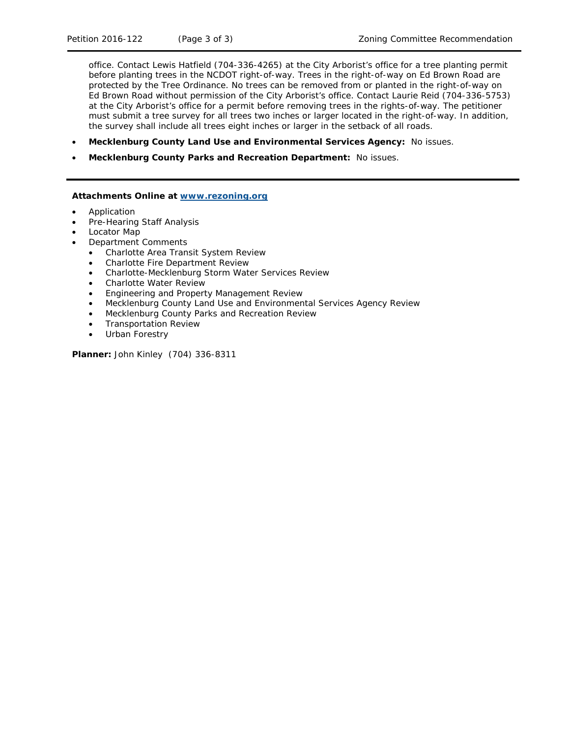office. Contact Lewis Hatfield (704-336-4265) at the City Arborist's office for a tree planting permit before planting trees in the NCDOT right-of-way. Trees in the right-of-way on Ed Brown Road are protected by the Tree Ordinance. No trees can be removed from or planted in the right-of-way on Ed Brown Road without permission of the City Arborist's office. Contact Laurie Reid (704-336-5753) at the City Arborist's office for a permit before removing trees in the rights-of-way. The petitioner must submit a tree survey for all trees two inches or larger located in the right-of-way. In addition, the survey shall include all trees eight inches or larger in the setback of all roads.

- **Mecklenburg County Land Use and Environmental Services Agency:** No issues.
- **Mecklenburg County Parks and Recreation Department:** No issues.

---

**Attachments Online at [www.rezoning.org](www.rezoning.org)**

- Application
- Pre-Hearing Staff Analysis
- Locator Map
- Department Comments
  - Charlotte Area Transit System Review
  - Charlotte Fire Department Review
  - Charlotte-Mecklenburg Storm Water Services Review
  - Charlotte Water Review
  - Engineering and Property Management Review
  - Mecklenburg County Land Use and Environmental Services Agency Review
  - Mecklenburg County Parks and Recreation Review
  - Transportation Review
  - Urban Forestry

**Planner:** John Kinley (704) 336-8311